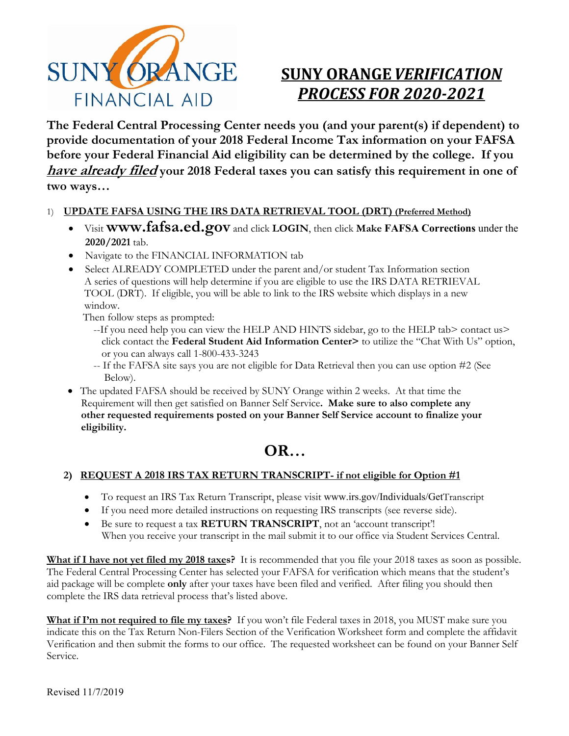SUNY ORANGE FINANCIAL AID

# SUNY ORANGE *VERIFICATION PROCESS FOR 2020-2021*

**The Federal Central Processing Center needs you (and your parent(s) if dependent) to provide documentation of your 2018 Federal Income Tax information on your FAFSA before your Federal Financial Aid eligibility can be determined by the college. If you *have already filed* your 2018 Federal taxes you can satisfy this requirement in one of two ways…**

1) **UPDATE FAFSA USING THE IRS DATA RETRIEVAL TOOL (DRT) (Preferred Method)**

- Visit **www.fafsa.ed.gov** and click **LOGIN**, then click **Make FAFSA Corrections** under the **2020/2021** tab.
- Navigate to the FINANCIAL INFORMATION tab
- Select ALREADY COMPLETED under the parent and/or student Tax Information section
  A series of questions will help determine if you are eligible to use the IRS DATA RETRIEVAL TOOL (DRT). If eligible, you will be able to link to the IRS website which displays in a new window.

  Then follow steps as prompted:

  --If you need help you can view the HELP AND HINTS sidebar, go to the HELP tab> contact us> click contact the **Federal Student Aid Information Center>** to utilize the "Chat With Us" option, or you can always call 1-800-433-3243

  -- If the FAFSA site says you are not eligible for Data Retrieval then you can use option #2 (See Below).
- The updated FAFSA should be received by SUNY Orange within 2 weeks. At that time the Requirement will then get satisfied on Banner Self Service**. Make sure to also complete any other requested requirements posted on your Banner Self Service account to finalize your eligibility.**

## OR…

2) **REQUEST A 2018 IRS TAX RETURN TRANSCRIPT- if not eligible for Option #1**

- To request an IRS Tax Return Transcript, please visit www.irs.gov/Individuals/GetTranscript
- If you need more detailed instructions on requesting IRS transcripts (see reverse side).
- Be sure to request a tax **RETURN TRANSCRIPT**, not an 'account transcript'!
  When you receive your transcript in the mail submit it to our office via Student Services Central.

**What if I have not yet filed my 2018 taxes?** It is recommended that you file your 2018 taxes as soon as possible. The Federal Central Processing Center has selected your FAFSA for verification which means that the student's aid package will be complete **only** after your taxes have been filed and verified. After filing you should then complete the IRS data retrieval process that's listed above.

**What if I'm not required to file my taxes?** If you won't file Federal taxes in 2018, you MUST make sure you indicate this on the Tax Return Non-Filers Section of the Verification Worksheet form and complete the affidavit Verification and then submit the forms to our office. The requested worksheet can be found on your Banner Self Service.

Revised 11/7/2019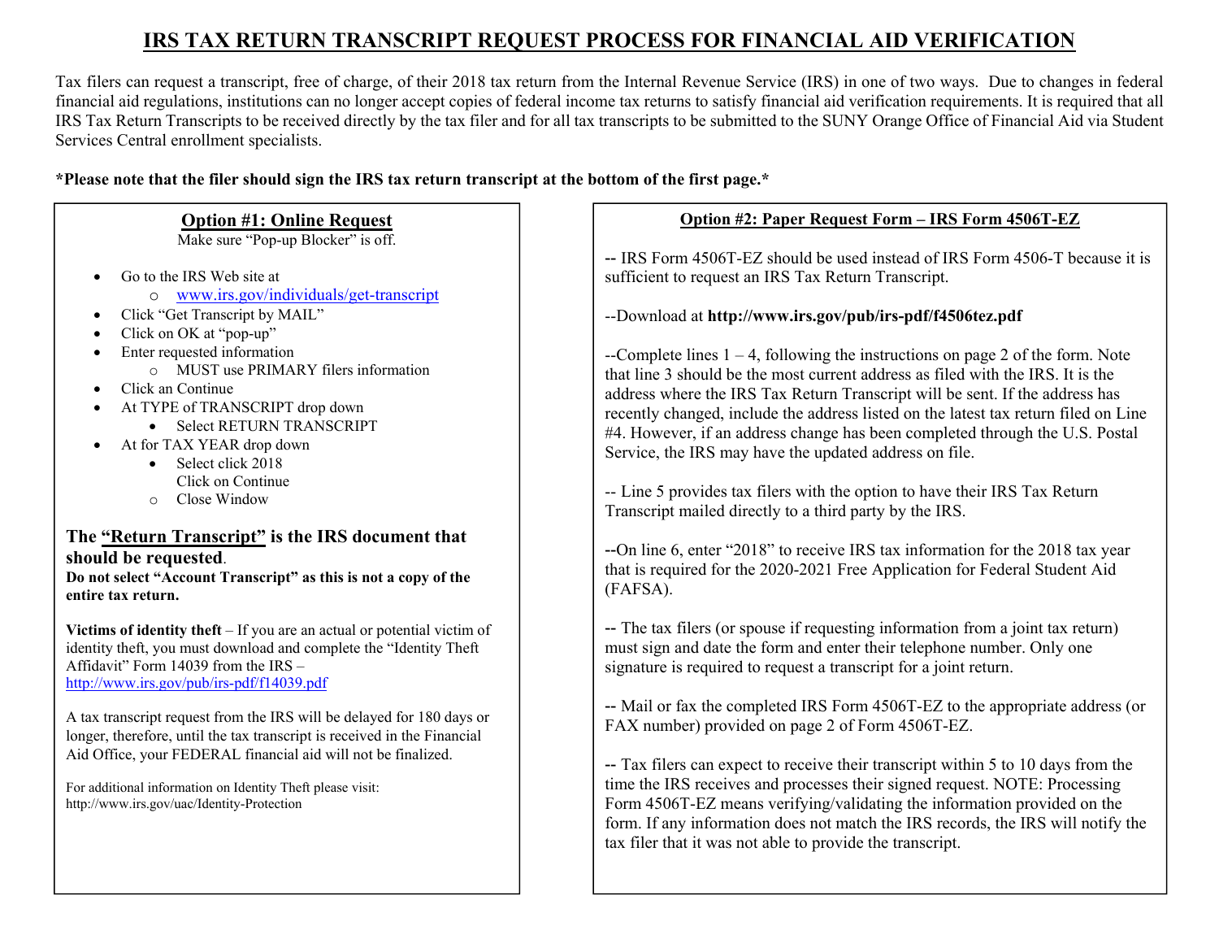# IRS TAX RETURN TRANSCRIPT REQUEST PROCESS FOR FINANCIAL AID VERIFICATION

Tax filers can request a transcript, free of charge, of their 2018 tax return from the Internal Revenue Service (IRS) in one of two ways. Due to changes in federal financial aid regulations, institutions can no longer accept copies of federal income tax returns to satisfy financial aid verification requirements. It is required that all IRS Tax Return Transcripts to be received directly by the tax filer and for all tax transcripts to be submitted to the SUNY Orange Office of Financial Aid via Student Services Central enrollment specialists.

**\*Please note that the filer should sign the IRS tax return transcript at the bottom of the first page.\***

## Option #1: Online Request

Make sure "Pop-up Blocker" is off.

- Go to the IRS Web site at
  - www.irs.gov/individuals/get-transcript
- Click "Get Transcript by MAIL"
- Click on OK at "pop-up"
- Enter requested information
  - MUST use PRIMARY filers information
- Click an Continue
- At TYPE of TRANSCRIPT drop down
  - Select RETURN TRANSCRIPT
- At for TAX YEAR drop down
  - Select click 2018
    Click on Continue
  - Close Window

**The "Return Transcript" is the IRS document that should be requested.**

**Do not select "Account Transcript" as this is not a copy of the entire tax return.**

**Victims of identity theft** – If you are an actual or potential victim of identity theft, you must download and complete the "Identity Theft Affidavit" Form 14039 from the IRS – http://www.irs.gov/pub/irs-pdf/f14039.pdf

A tax transcript request from the IRS will be delayed for 180 days or longer, therefore, until the tax transcript is received in the Financial Aid Office, your FEDERAL financial aid will not be finalized.

For additional information on Identity Theft please visit: http://www.irs.gov/uac/Identity-Protection

## Option #2: Paper Request Form – IRS Form 4506T-EZ

-- IRS Form 4506T-EZ should be used instead of IRS Form 4506-T because it is sufficient to request an IRS Tax Return Transcript.

--Download at **http://www.irs.gov/pub/irs-pdf/f4506tez.pdf**

--Complete lines 1 – 4, following the instructions on page 2 of the form. Note that line 3 should be the most current address as filed with the IRS. It is the address where the IRS Tax Return Transcript will be sent. If the address has recently changed, include the address listed on the latest tax return filed on Line #4. However, if an address change has been completed through the U.S. Postal Service, the IRS may have the updated address on file.

-- Line 5 provides tax filers with the option to have their IRS Tax Return Transcript mailed directly to a third party by the IRS.

--On line 6, enter "2018" to receive IRS tax information for the 2018 tax year that is required for the 2020-2021 Free Application for Federal Student Aid (FAFSA).

-- The tax filers (or spouse if requesting information from a joint tax return) must sign and date the form and enter their telephone number. Only one signature is required to request a transcript for a joint return.

-- Mail or fax the completed IRS Form 4506T-EZ to the appropriate address (or FAX number) provided on page 2 of Form 4506T-EZ.

-- Tax filers can expect to receive their transcript within 5 to 10 days from the time the IRS receives and processes their signed request. NOTE: Processing Form 4506T-EZ means verifying/validating the information provided on the form. If any information does not match the IRS records, the IRS will notify the tax filer that it was not able to provide the transcript.